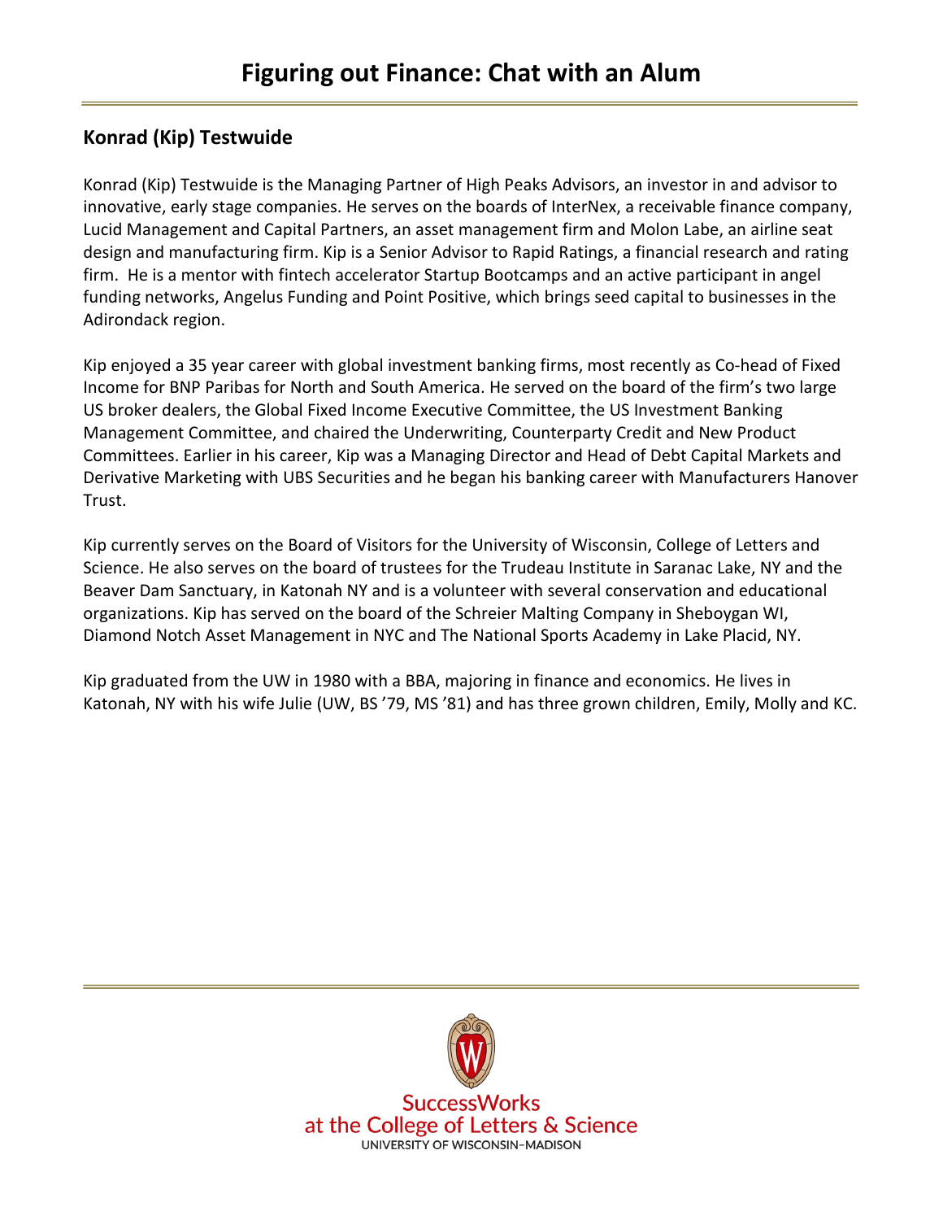# Figuring out Finance: Chat with an Alum

## Konrad (Kip) Testwuide

Konrad (Kip) Testwuide is the Managing Partner of High Peaks Advisors, an investor in and advisor to innovative, early stage companies. He serves on the boards of InterNex, a receivable finance company, Lucid Management and Capital Partners, an asset management firm and Molon Labe, an airline seat design and manufacturing firm. Kip is a Senior Advisor to Rapid Ratings, a financial research and rating firm. He is a mentor with fintech accelerator Startup Bootcamps and an active participant in angel funding networks, Angelus Funding and Point Positive, which brings seed capital to businesses in the Adirondack region.

Kip enjoyed a 35 year career with global investment banking firms, most recently as Co-head of Fixed Income for BNP Paribas for North and South America. He served on the board of the firm's two large US broker dealers, the Global Fixed Income Executive Committee, the US Investment Banking Management Committee, and chaired the Underwriting, Counterparty Credit and New Product Committees. Earlier in his career, Kip was a Managing Director and Head of Debt Capital Markets and Derivative Marketing with UBS Securities and he began his banking career with Manufacturers Hanover Trust.

Kip currently serves on the Board of Visitors for the University of Wisconsin, College of Letters and Science. He also serves on the board of trustees for the Trudeau Institute in Saranac Lake, NY and the Beaver Dam Sanctuary, in Katonah NY and is a volunteer with several conservation and educational organizations. Kip has served on the board of the Schreier Malting Company in Sheboygan WI, Diamond Notch Asset Management in NYC and The National Sports Academy in Lake Placid, NY.

Kip graduated from the UW in 1980 with a BBA, majoring in finance and economics. He lives in Katonah, NY with his wife Julie (UW, BS '79, MS '81) and has three grown children, Emily, Molly and KC.

SuccessWorks
at the College of Letters & Science
UNIVERSITY OF WISCONSIN–MADISON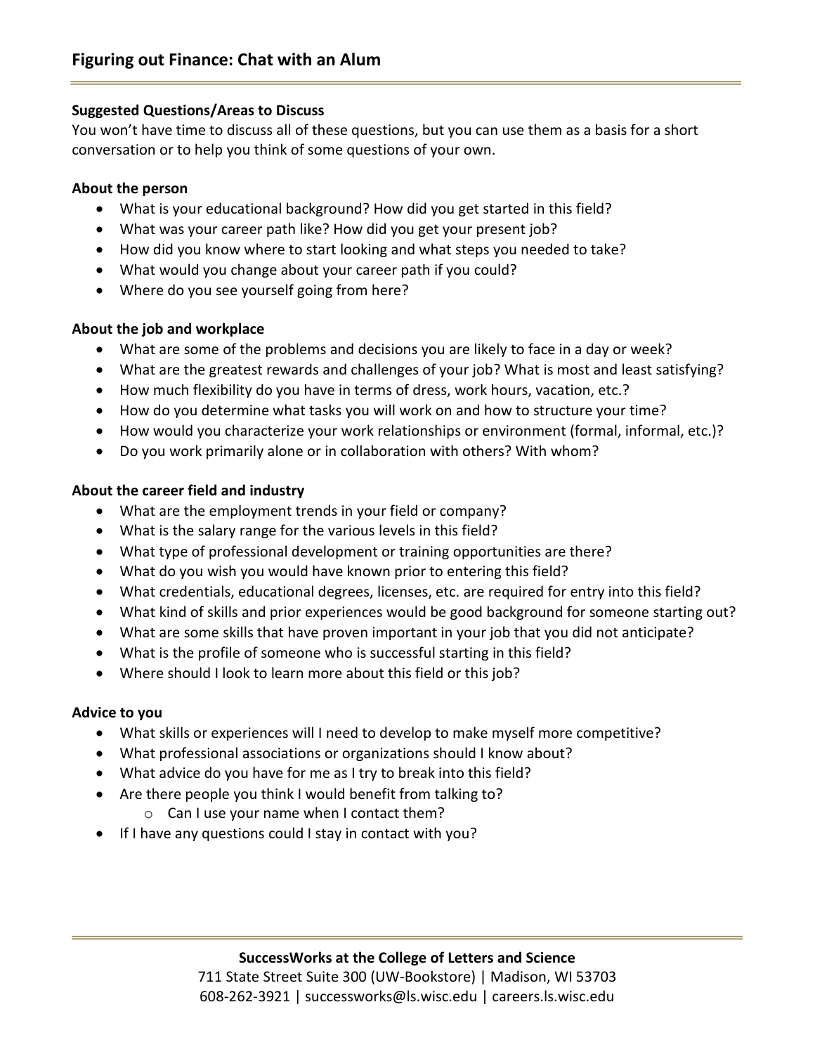# Figuring out Finance: Chat with an Alum

**Suggested Questions/Areas to Discuss**

You won't have time to discuss all of these questions, but you can use them as a basis for a short conversation or to help you think of some questions of your own.

**About the person**

- What is your educational background? How did you get started in this field?
- What was your career path like? How did you get your present job?
- How did you know where to start looking and what steps you needed to take?
- What would you change about your career path if you could?
- Where do you see yourself going from here?

**About the job and workplace**

- What are some of the problems and decisions you are likely to face in a day or week?
- What are the greatest rewards and challenges of your job? What is most and least satisfying?
- How much flexibility do you have in terms of dress, work hours, vacation, etc.?
- How do you determine what tasks you will work on and how to structure your time?
- How would you characterize your work relationships or environment (formal, informal, etc.)?
- Do you work primarily alone or in collaboration with others? With whom?

**About the career field and industry**

- What are the employment trends in your field or company?
- What is the salary range for the various levels in this field?
- What type of professional development or training opportunities are there?
- What do you wish you would have known prior to entering this field?
- What credentials, educational degrees, licenses, etc. are required for entry into this field?
- What kind of skills and prior experiences would be good background for someone starting out?
- What are some skills that have proven important in your job that you did not anticipate?
- What is the profile of someone who is successful starting in this field?
- Where should I look to learn more about this field or this job?

**Advice to you**

- What skills or experiences will I need to develop to make myself more competitive?
- What professional associations or organizations should I know about?
- What advice do you have for me as I try to break into this field?
- Are there people you think I would benefit from talking to?
  - Can I use your name when I contact them?
- If I have any questions could I stay in contact with you?

**SuccessWorks at the College of Letters and Science**
711 State Street Suite 300 (UW-Bookstore) | Madison, WI 53703
608-262-3921 | successworks@ls.wisc.edu | careers.ls.wisc.edu